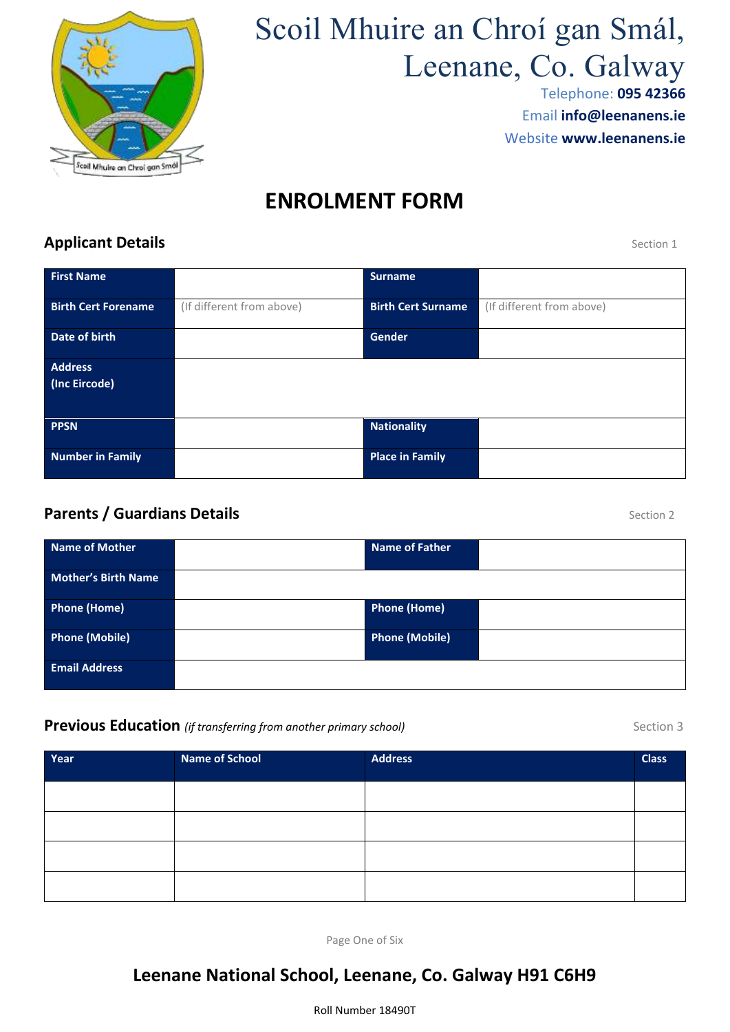# Scoil Mhuire an Chroí gan Smál, Leenane, Co. Galway

Telephone: **095 42366**
Email **info@leenanens.ie**
Website **www.leenanens.ie**

## ENROLMENT FORM

### Applicant Details

Section 1

| **First Name** | | **Surname** | |
|---|---|---|---|
| **Birth Cert Forename** | (If different from above) | **Birth Cert Surname** | (If different from above) |
| **Date of birth** | | **Gender** | |
| **Address (Inc Eircode)** | | | |
| **PPSN** | | **Nationality** | |
| **Number in Family** | | **Place in Family** | |

### Parents / Guardians Details

Section 2

| **Name of Mother** | | **Name of Father** | |
|---|---|---|---|
| **Mother's Birth Name** | | | |
| **Phone (Home)** | | **Phone (Home)** | |
| **Phone (Mobile)** | | **Phone (Mobile)** | |
| **Email Address** | | | |

### Previous Education *(if transferring from another primary school)*

Section 3

| Year | Name of School | Address | Class |
|---|---|---|---|
| | | | |
| | | | |
| | | | |
| | | | |

**Leenane National School, Leenane, Co. Galway H91 C6H9**

Roll Number 18490T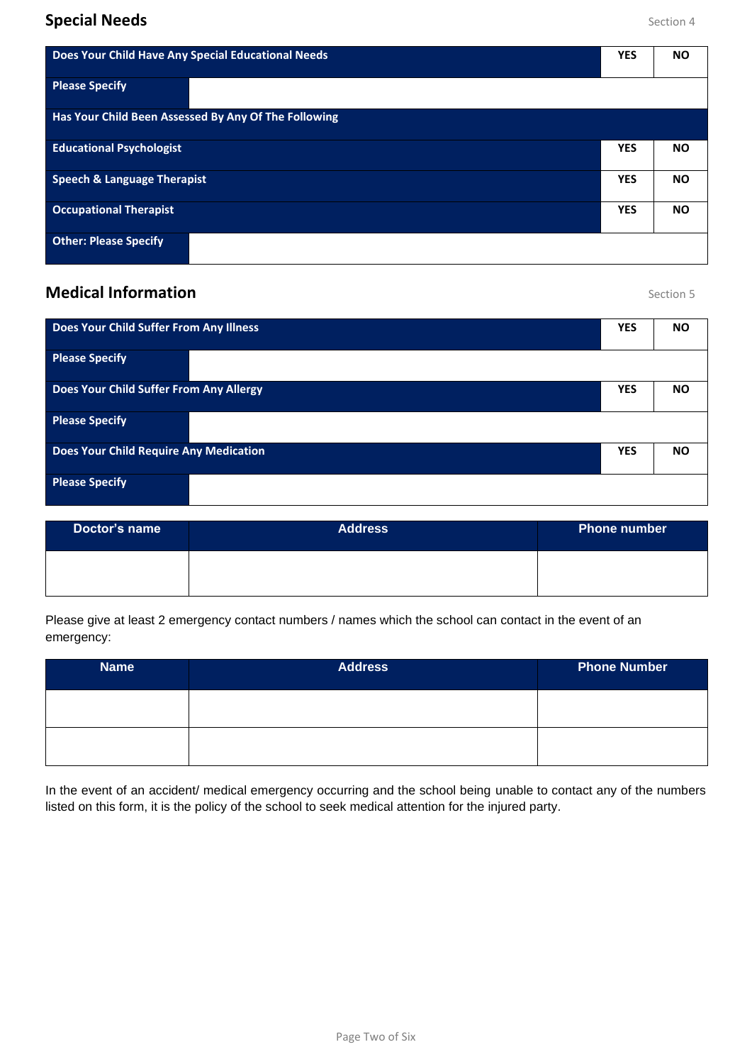## Special Needs

Section 4

| Does Your Child Have Any Special Educational Needs | | YES | NO |
|---|---|---|---|
| Please Specify | | | |
| Has Your Child Been Assessed By Any Of The Following | | | |
| Educational Psychologist | | YES | NO |
| Speech & Language Therapist | | YES | NO |
| Occupational Therapist | | YES | NO |
| Other: Please Specify | | | |

## Medical Information

Section 5

| Does Your Child Suffer From Any Illness | | YES | NO |
|---|---|---|---|
| Please Specify | | | |
| Does Your Child Suffer From Any Allergy | | YES | NO |
| Please Specify | | | |
| Does Your Child Require Any Medication | | YES | NO |
| Please Specify | | | |

| Doctor's name | Address | Phone number |
|---|---|---|
| | | |

Please give at least 2 emergency contact numbers / names which the school can contact in the event of an emergency:

| Name | Address | Phone Number |
|---|---|---|
| | | |
| | | |

In the event of an accident/ medical emergency occurring and the school being unable to contact any of the numbers listed on this form, it is the policy of the school to seek medical attention for the injured party.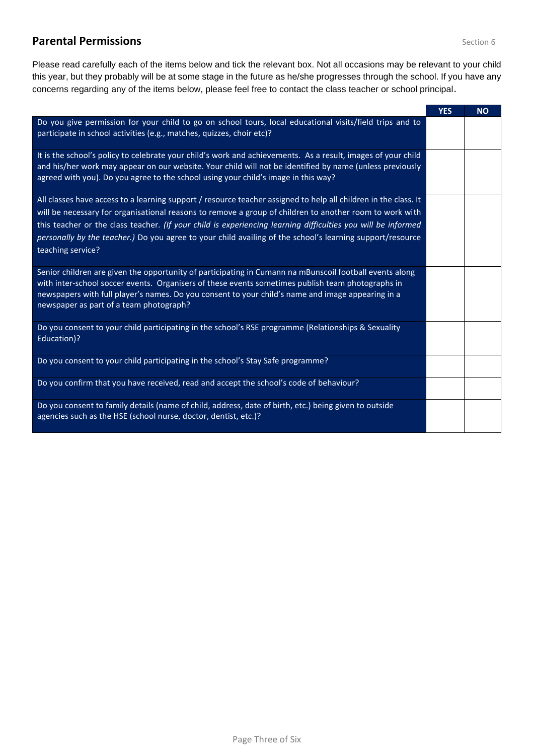## Parental Permissions

Section 6

Please read carefully each of the items below and tick the relevant box. Not all occasions may be relevant to your child this year, but they probably will be at some stage in the future as he/she progresses through the school. If you have any concerns regarding any of the items below, please feel free to contact the class teacher or school principal.

| | YES | NO |
|---|---|---|
| Do you give permission for your child to go on school tours, local educational visits/field trips and to participate in school activities (e.g., matches, quizzes, choir etc)? | | |
| It is the school's policy to celebrate your child's work and achievements. As a result, images of your child and his/her work may appear on our website. Your child will not be identified by name (unless previously agreed with you). Do you agree to the school using your child's image in this way? | | |
| All classes have access to a learning support / resource teacher assigned to help all children in the class. It will be necessary for organisational reasons to remove a group of children to another room to work with this teacher or the class teacher. *(If your child is experiencing learning difficulties you will be informed personally by the teacher.)* Do you agree to your child availing of the school's learning support/resource teaching service? | | |
| Senior children are given the opportunity of participating in Cumann na mBunscoil football events along with inter-school soccer events. Organisers of these events sometimes publish team photographs in newspapers with full player's names. Do you consent to your child's name and image appearing in a newspaper as part of a team photograph? | | |
| Do you consent to your child participating in the school's RSE programme (Relationships & Sexuality Education)? | | |
| Do you consent to your child participating in the school's Stay Safe programme? | | |
| Do you confirm that you have received, read and accept the school's code of behaviour? | | |
| Do you consent to family details (name of child, address, date of birth, etc.) being given to outside agencies such as the HSE (school nurse, doctor, dentist, etc.)? | | |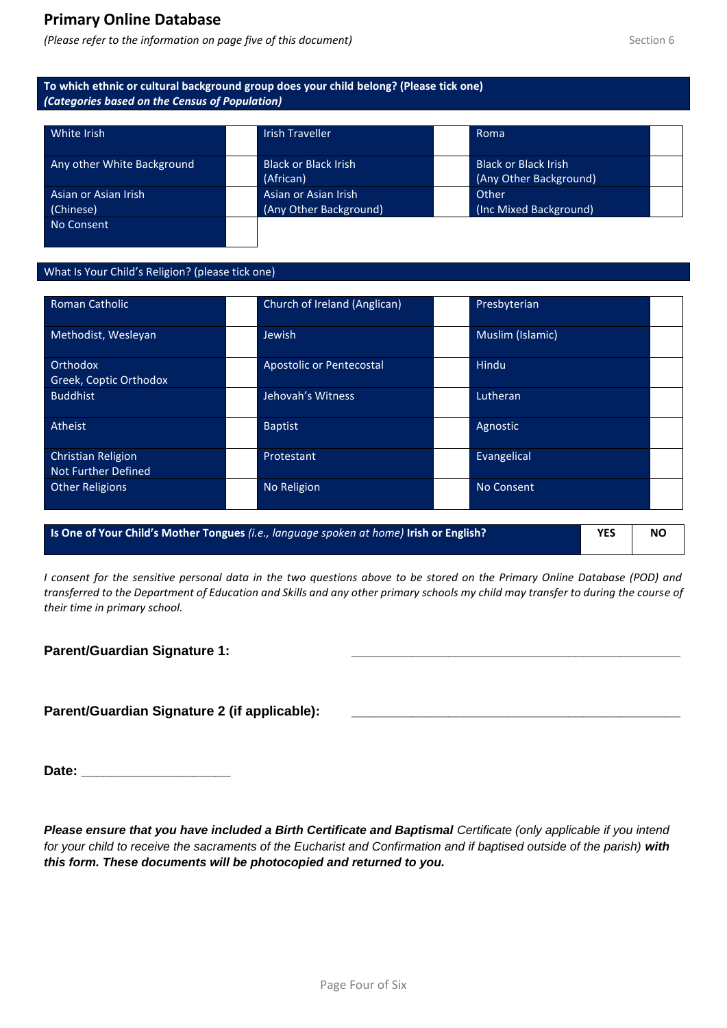## Primary Online Database

*(Please refer to the information on page five of this document)*

Section 6

**To which ethnic or cultural background group does your child belong? (Please tick one)**
***(Categories based on the Census of Population)***

| | | | | | |
|---|---|---|---|---|---|
| White Irish | | Irish Traveller | | Roma | |
| Any other White Background | | Black or Black Irish (African) | | Black or Black Irish (Any Other Background) | |
| Asian or Asian Irish (Chinese) | | Asian or Asian Irish (Any Other Background) | | Other (Inc Mixed Background) | |
| No Consent | | | | | |

What Is Your Child's Religion? (please tick one)

| | | | | | |
|---|---|---|---|---|---|
| Roman Catholic | | Church of Ireland (Anglican) | | Presbyterian | |
| Methodist, Wesleyan | | Jewish | | Muslim (Islamic) | |
| Orthodox Greek, Coptic Orthodox | | Apostolic or Pentecostal | | Hindu | |
| Buddhist | | Jehovah's Witness | | Lutheran | |
| Atheist | | Baptist | | Agnostic | |
| Christian Religion Not Further Defined | | Protestant | | Evangelical | |
| Other Religions | | No Religion | | No Consent | |

| **Is One of Your Child's Mother Tongues** *(i.e., language spoken at home)* **Irish or English?** | **YES** | **NO** |
|---|---|---|

*I consent for the sensitive personal data in the two questions above to be stored on the Primary Online Database (POD) and transferred to the Department of Education and Skills and any other primary schools my child may transfer to during the course of their time in primary school.*

**Parent/Guardian Signature 1:** ______________________________________________

**Parent/Guardian Signature 2 (if applicable):** ______________________________________________

**Date:** ____________________

***Please ensure that you have included a Birth Certificate and Baptismal*** *Certificate (only applicable if you intend for your child to receive the sacraments of the Eucharist and Confirmation and if baptised outside of the parish)* ***with this form. These documents will be photocopied and returned to you.***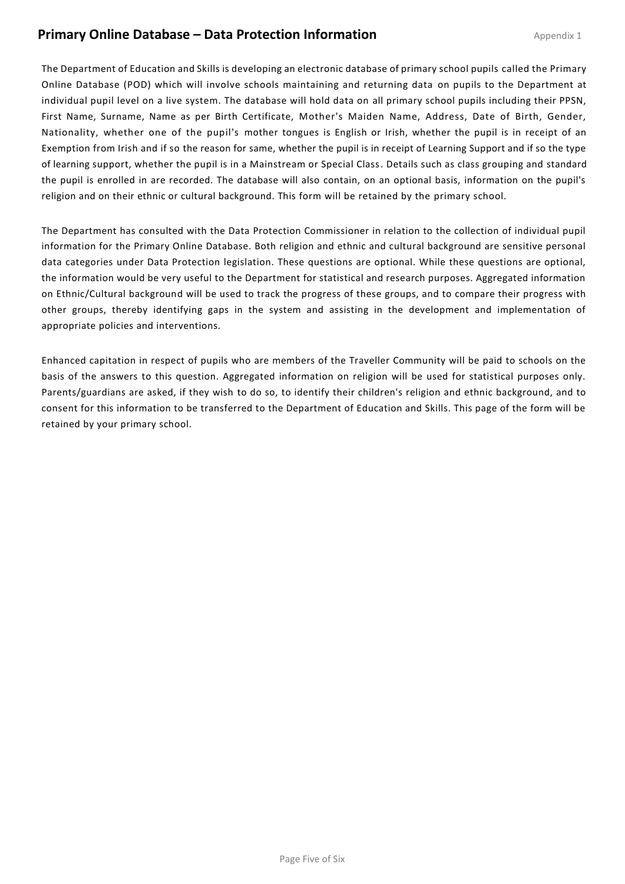## Primary Online Database – Data Protection Information

Appendix 1

The Department of Education and Skills is developing an electronic database of primary school pupils called the Primary Online Database (POD) which will involve schools maintaining and returning data on pupils to the Department at individual pupil level on a live system. The database will hold data on all primary school pupils including their PPSN, First Name, Surname, Name as per Birth Certificate, Mother's Maiden Name, Address, Date of Birth, Gender, Nationality, whether one of the pupil's mother tongues is English or Irish, whether the pupil is in receipt of an Exemption from Irish and if so the reason for same, whether the pupil is in receipt of Learning Support and if so the type of learning support, whether the pupil is in a Mainstream or Special Class. Details such as class grouping and standard the pupil is enrolled in are recorded. The database will also contain, on an optional basis, information on the pupil's religion and on their ethnic or cultural background. This form will be retained by the primary school.

The Department has consulted with the Data Protection Commissioner in relation to the collection of individual pupil information for the Primary Online Database. Both religion and ethnic and cultural background are sensitive personal data categories under Data Protection legislation. These questions are optional. While these questions are optional, the information would be very useful to the Department for statistical and research purposes. Aggregated information on Ethnic/Cultural background will be used to track the progress of these groups, and to compare their progress with other groups, thereby identifying gaps in the system and assisting in the development and implementation of appropriate policies and interventions.

Enhanced capitation in respect of pupils who are members of the Traveller Community will be paid to schools on the basis of the answers to this question. Aggregated information on religion will be used for statistical purposes only. Parents/guardians are asked, if they wish to do so, to identify their children's religion and ethnic background, and to consent for this information to be transferred to the Department of Education and Skills. This page of the form will be retained by your primary school.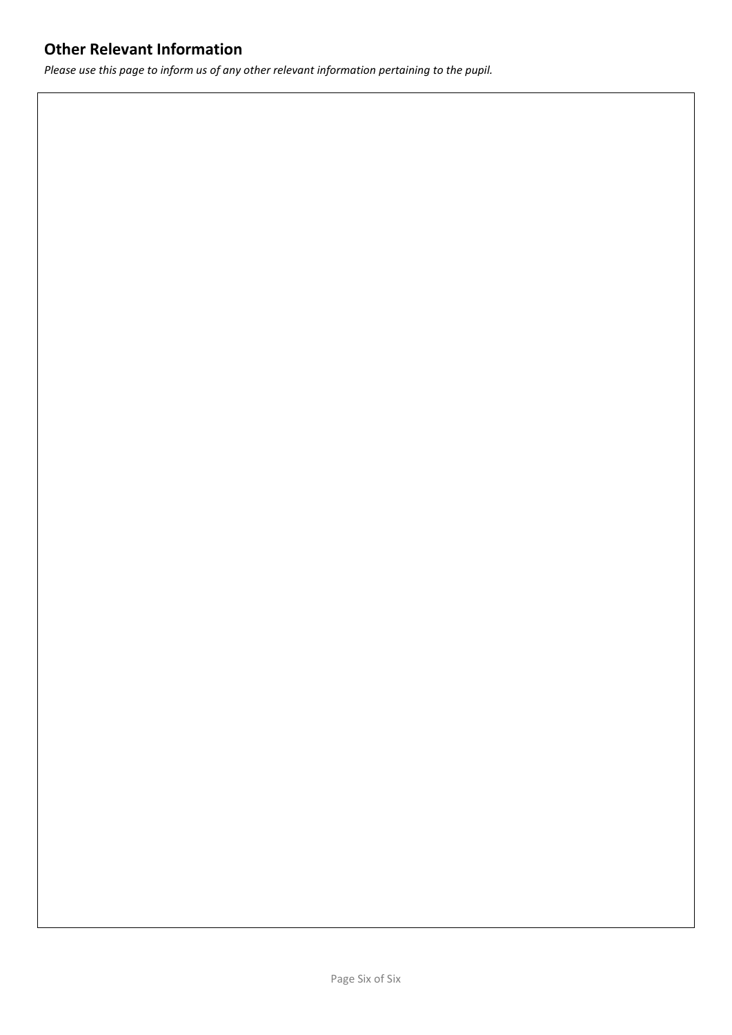## Other Relevant Information

*Please use this page to inform us of any other relevant information pertaining to the pupil.*